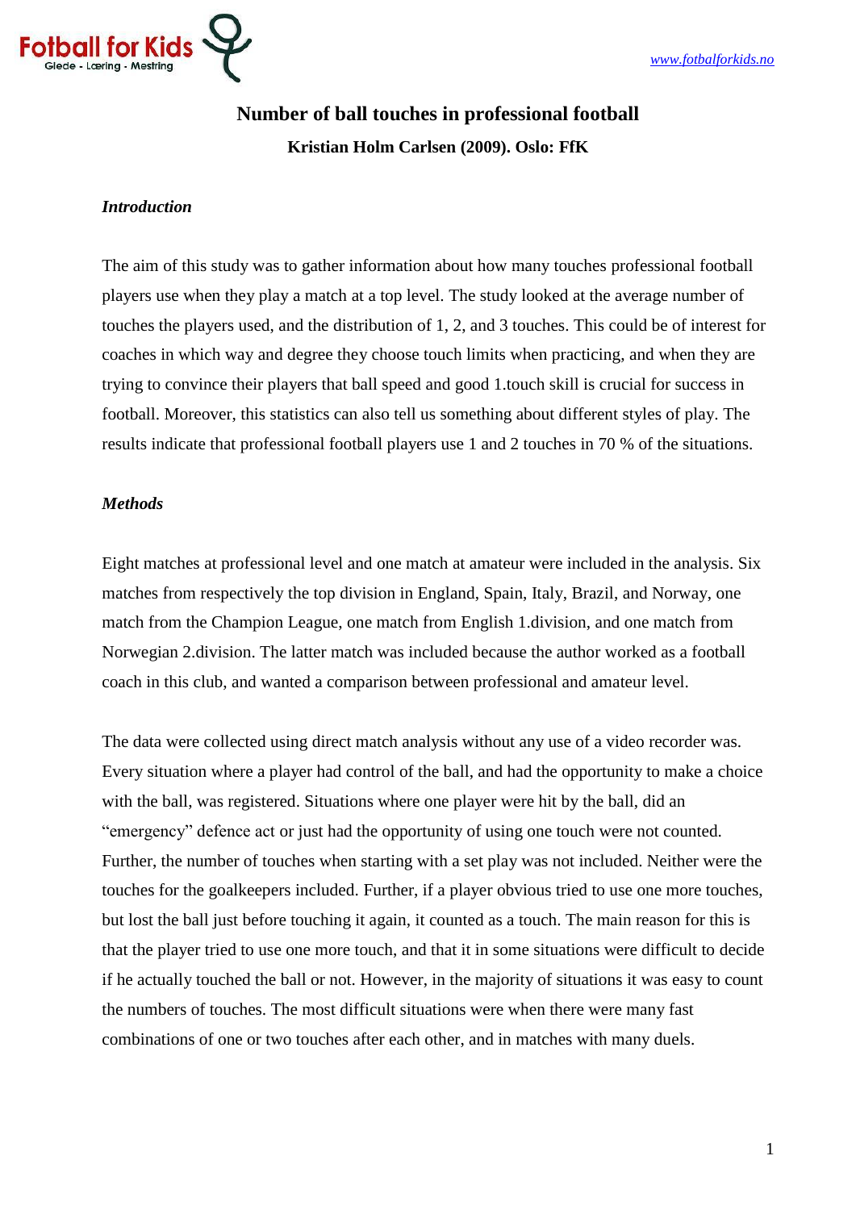# Number of ball touches in professional football

**Kristian Holm Carlsen (2009). Oslo: FfK**

### *Introduction*

The aim of this study was to gather information about how many touches professional football players use when they play a match at a top level. The study looked at the average number of touches the players used, and the distribution of 1, 2, and 3 touches. This could be of interest for coaches in which way and degree they choose touch limits when practicing, and when they are trying to convince their players that ball speed and good 1.touch skill is crucial for success in football. Moreover, this statistics can also tell us something about different styles of play. The results indicate that professional football players use 1 and 2 touches in 70 % of the situations.

### *Methods*

Eight matches at professional level and one match at amateur were included in the analysis. Six matches from respectively the top division in England, Spain, Italy, Brazil, and Norway, one match from the Champion League, one match from English 1.division, and one match from Norwegian 2.division. The latter match was included because the author worked as a football coach in this club, and wanted a comparison between professional and amateur level.

The data were collected using direct match analysis without any use of a video recorder was. Every situation where a player had control of the ball, and had the opportunity to make a choice with the ball, was registered. Situations where one player were hit by the ball, did an "emergency" defence act or just had the opportunity of using one touch were not counted. Further, the number of touches when starting with a set play was not included. Neither were the touches for the goalkeepers included. Further, if a player obvious tried to use one more touches, but lost the ball just before touching it again, it counted as a touch. The main reason for this is that the player tried to use one more touch, and that it in some situations were difficult to decide if he actually touched the ball or not. However, in the majority of situations it was easy to count the numbers of touches. The most difficult situations were when there were many fast combinations of one or two touches after each other, and in matches with many duels.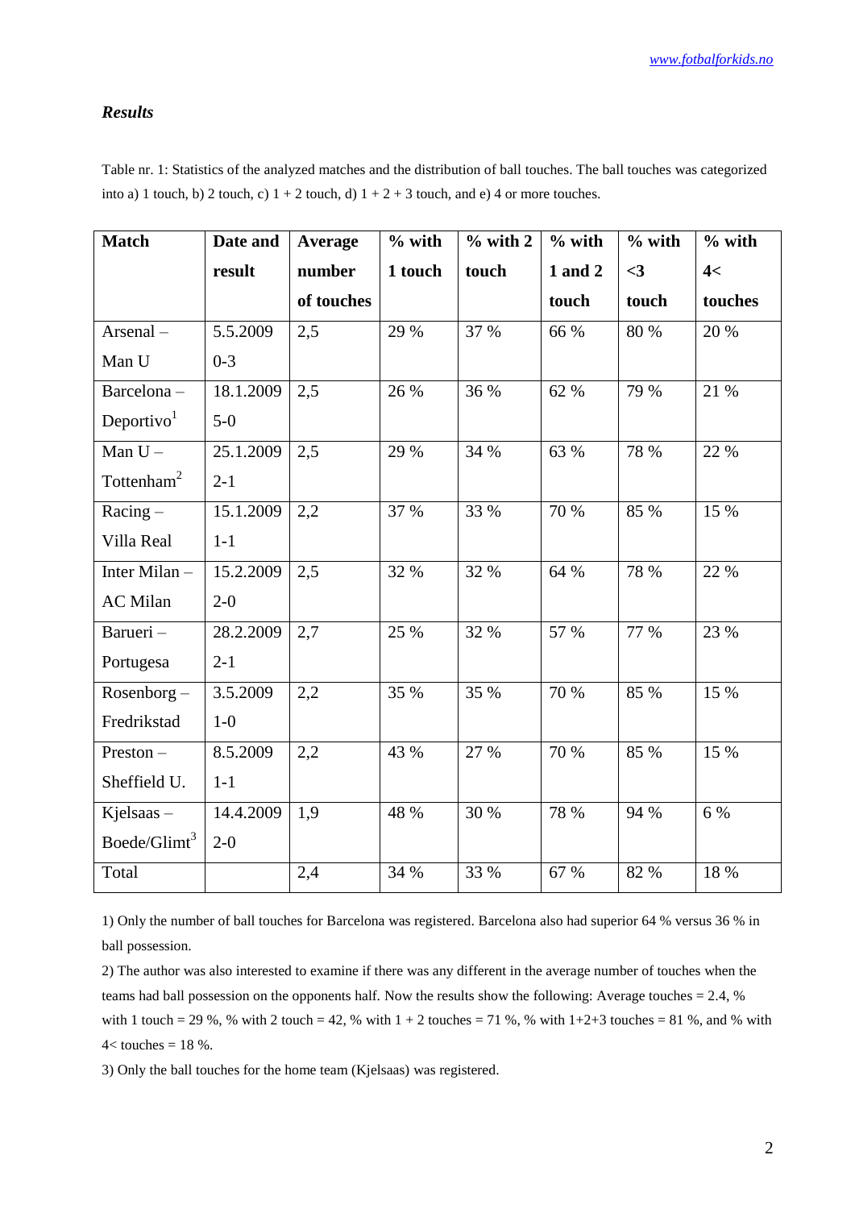## *Results*

Table nr. 1: Statistics of the analyzed matches and the distribution of ball touches. The ball touches was categorized into a) 1 touch, b) 2 touch, c) 1 + 2 touch, d) 1 + 2 + 3 touch, and e) 4 or more touches.

| Match | Date and result | Average number of touches | % with 1 touch | % with 2 touch | % with 1 and 2 touch | % with <3 touch | % with 4< touches |
|---|---|---|---|---|---|---|---|
| Arsenal – Man U | 5.5.2009 0-3 | 2,5 | 29 % | 37 % | 66 % | 80 % | 20 % |
| Barcelona – Deportivo[1] | 18.1.2009 5-0 | 2,5 | 26 % | 36 % | 62 % | 79 % | 21 % |
| Man U – Tottenham[2] | 25.1.2009 2-1 | 2,5 | 29 % | 34 % | 63 % | 78 % | 22 % |
| Racing – Villa Real | 15.1.2009 1-1 | 2,2 | 37 % | 33 % | 70 % | 85 % | 15 % |
| Inter Milan – AC Milan | 15.2.2009 2-0 | 2,5 | 32 % | 32 % | 64 % | 78 % | 22 % |
| Barueri – Portugesa | 28.2.2009 2-1 | 2,7 | 25 % | 32 % | 57 % | 77 % | 23 % |
| Rosenborg – Fredrikstad | 3.5.2009 1-0 | 2,2 | 35 % | 35 % | 70 % | 85 % | 15 % |
| Preston – Sheffield U. | 8.5.2009 1-1 | 2,2 | 43 % | 27 % | 70 % | 85 % | 15 % |
| Kjelsaas – Boede/Glimt[3] | 14.4.2009 2-0 | 1,9 | 48 % | 30 % | 78 % | 94 % | 6 % |
| Total | | 2,4 | 34 % | 33 % | 67 % | 82 % | 18 % |

1) Only the number of ball touches for Barcelona was registered. Barcelona also had superior 64 % versus 36 % in ball possession.

2) The author was also interested to examine if there was any different in the average number of touches when the teams had ball possession on the opponents half. Now the results show the following: Average touches = 2.4, % with 1 touch = 29 %, % with 2 touch = 42, % with 1 + 2 touches = 71 %, % with 1+2+3 touches = 81 %, and % with 4< touches = 18 %.

3) Only the ball touches for the home team (Kjelsaas) was registered.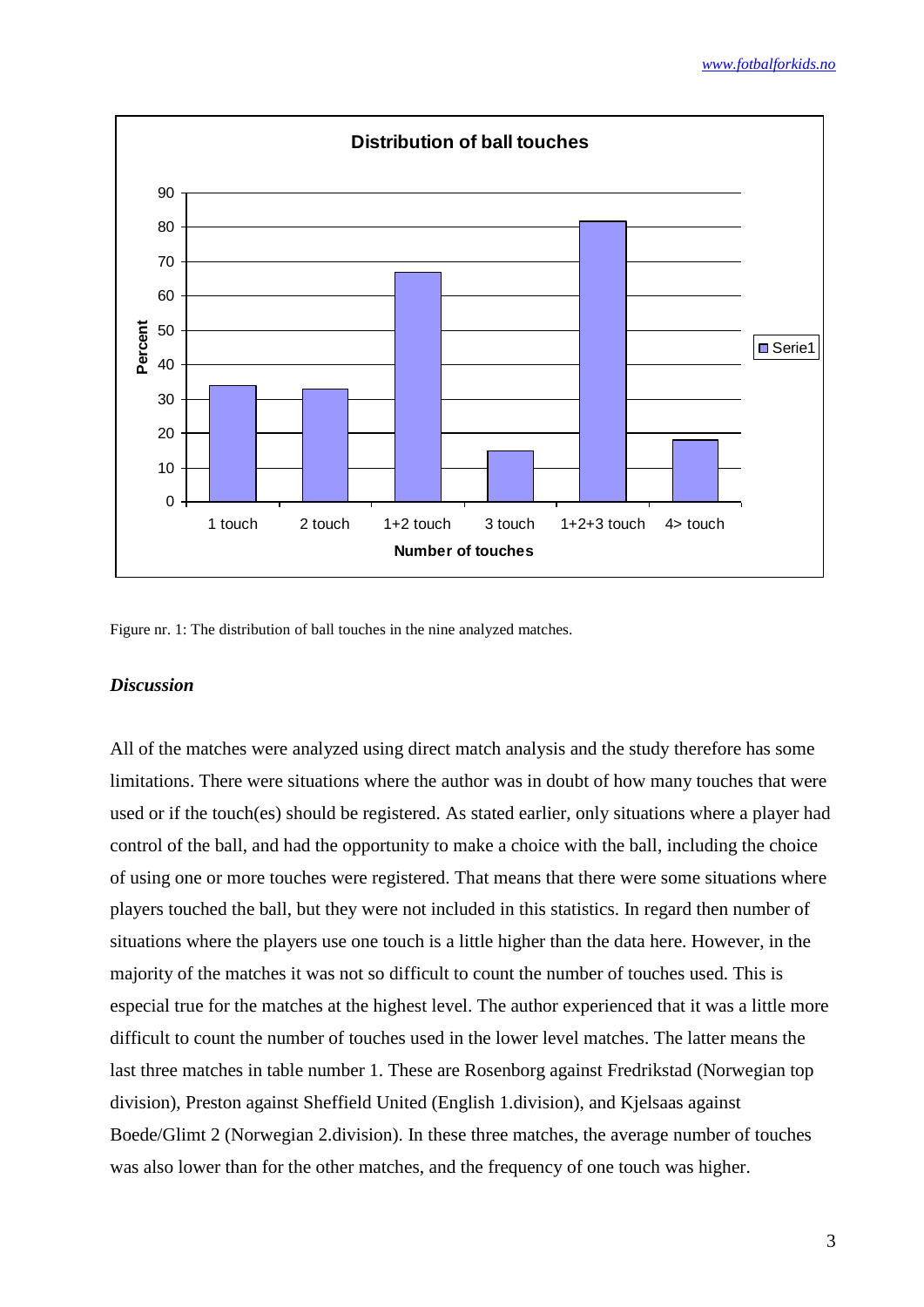Figure nr. 1: The distribution of ball touches in the nine analyzed matches.

### *Discussion*

All of the matches were analyzed using direct match analysis and the study therefore has some limitations. There were situations where the author was in doubt of how many touches that were used or if the touch(es) should be registered. As stated earlier, only situations where a player had control of the ball, and had the opportunity to make a choice with the ball, including the choice of using one or more touches were registered. That means that there were some situations where players touched the ball, but they were not included in this statistics. In regard then number of situations where the players use one touch is a little higher than the data here. However, in the majority of the matches it was not so difficult to count the number of touches used. This is especial true for the matches at the highest level. The author experienced that it was a little more difficult to count the number of touches used in the lower level matches. The latter means the last three matches in table number 1. These are Rosenborg against Fredrikstad (Norwegian top division), Preston against Sheffield United (English 1.division), and Kjelsaas against Boede/Glimt 2 (Norwegian 2.division). In these three matches, the average number of touches was also lower than for the other matches, and the frequency of one touch was higher.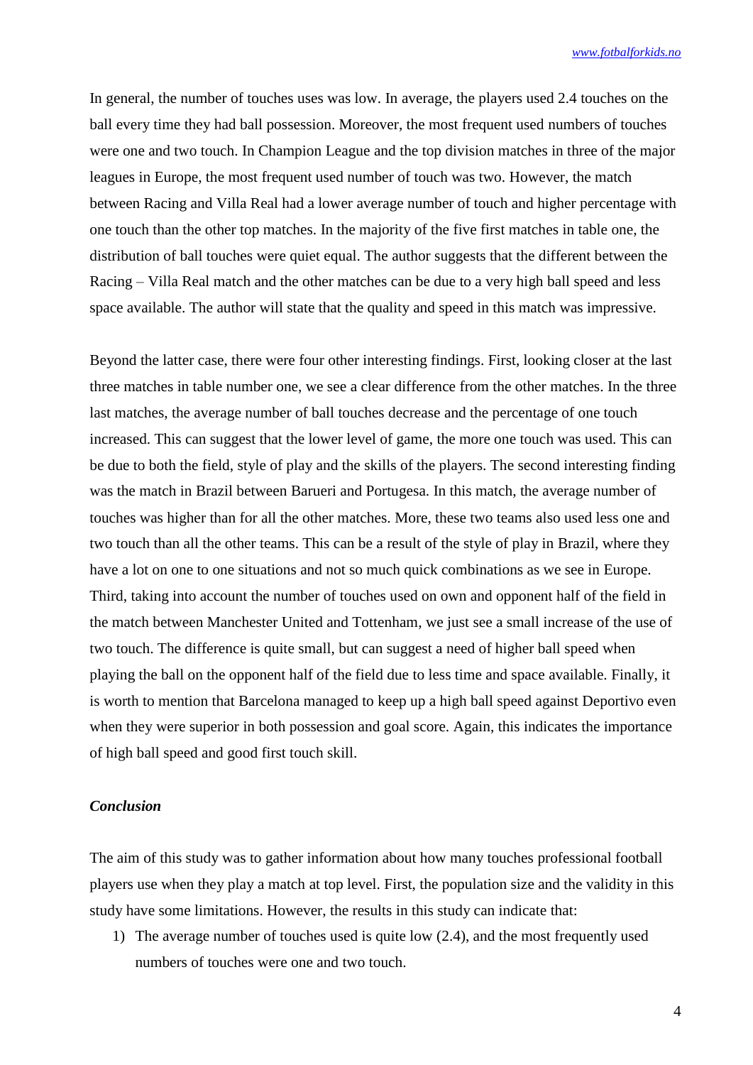In general, the number of touches uses was low. In average, the players used 2.4 touches on the ball every time they had ball possession. Moreover, the most frequent used numbers of touches were one and two touch. In Champion League and the top division matches in three of the major leagues in Europe, the most frequent used number of touch was two. However, the match between Racing and Villa Real had a lower average number of touch and higher percentage with one touch than the other top matches. In the majority of the five first matches in table one, the distribution of ball touches were quiet equal. The author suggests that the different between the Racing – Villa Real match and the other matches can be due to a very high ball speed and less space available. The author will state that the quality and speed in this match was impressive.

Beyond the latter case, there were four other interesting findings. First, looking closer at the last three matches in table number one, we see a clear difference from the other matches. In the three last matches, the average number of ball touches decrease and the percentage of one touch increased. This can suggest that the lower level of game, the more one touch was used. This can be due to both the field, style of play and the skills of the players. The second interesting finding was the match in Brazil between Barueri and Portugesa. In this match, the average number of touches was higher than for all the other matches. More, these two teams also used less one and two touch than all the other teams. This can be a result of the style of play in Brazil, where they have a lot on one to one situations and not so much quick combinations as we see in Europe. Third, taking into account the number of touches used on own and opponent half of the field in the match between Manchester United and Tottenham, we just see a small increase of the use of two touch. The difference is quite small, but can suggest a need of higher ball speed when playing the ball on the opponent half of the field due to less time and space available. Finally, it is worth to mention that Barcelona managed to keep up a high ball speed against Deportivo even when they were superior in both possession and goal score. Again, this indicates the importance of high ball speed and good first touch skill.

***Conclusion***

The aim of this study was to gather information about how many touches professional football players use when they play a match at top level. First, the population size and the validity in this study have some limitations. However, the results in this study can indicate that:

1) The average number of touches used is quite low (2.4), and the most frequently used numbers of touches were one and two touch.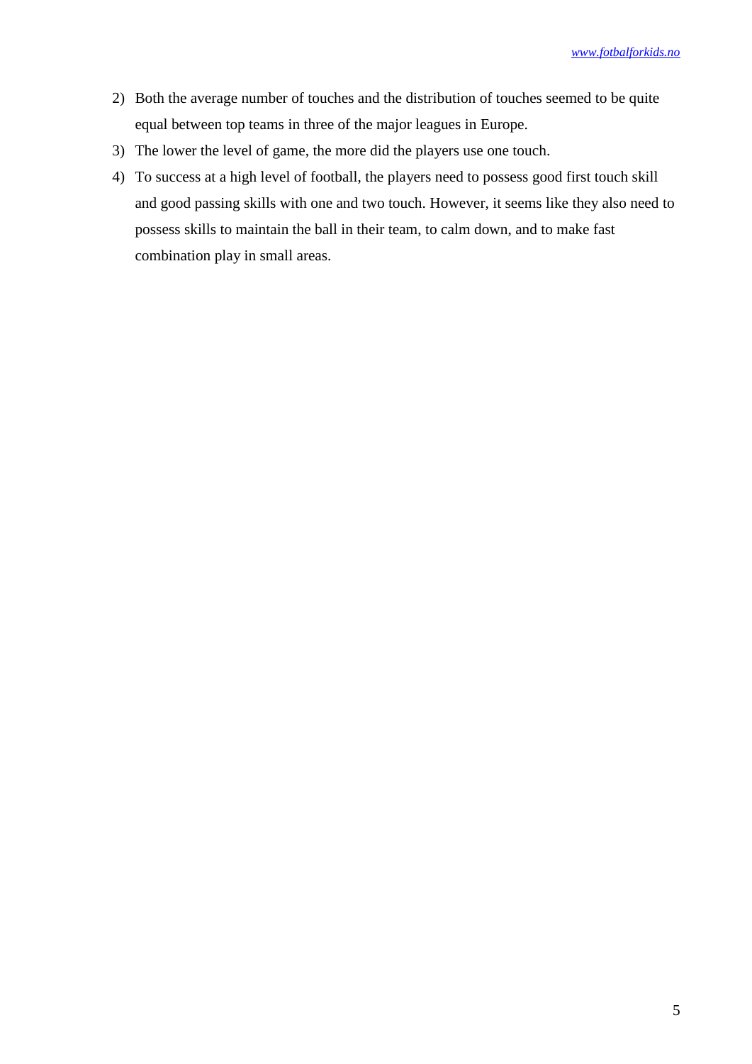2) Both the average number of touches and the distribution of touches seemed to be quite equal between top teams in three of the major leagues in Europe.
3) The lower the level of game, the more did the players use one touch.
4) To success at a high level of football, the players need to possess good first touch skill and good passing skills with one and two touch. However, it seems like they also need to possess skills to maintain the ball in their team, to calm down, and to make fast combination play in small areas.